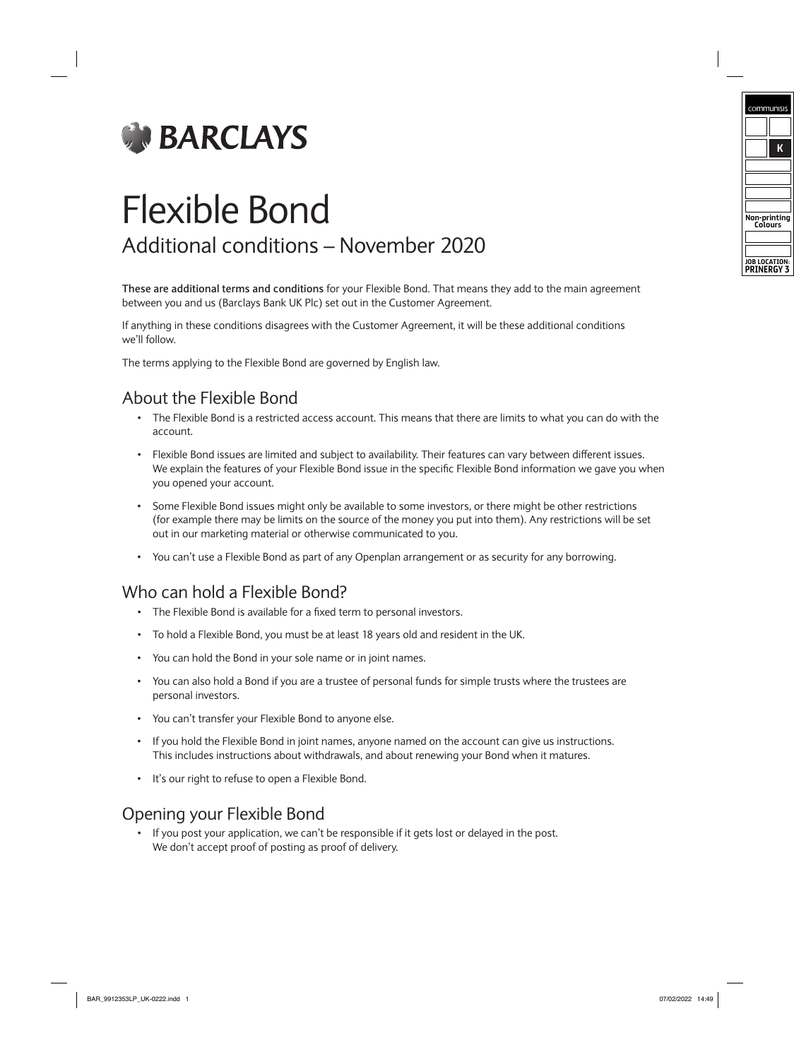BARCLAYS

# Flexible Bond

## Additional conditions – November 2020

**These are additional terms and conditions** for your Flexible Bond. That means they add to the main agreement between you and us (Barclays Bank UK Plc) set out in the Customer Agreement.

If anything in these conditions disagrees with the Customer Agreement, it will be these additional conditions we'll follow.

The terms applying to the Flexible Bond are governed by English law.

## About the Flexible Bond

- The Flexible Bond is a restricted access account. This means that there are limits to what you can do with the account.
- Flexible Bond issues are limited and subject to availability. Their features can vary between different issues. We explain the features of your Flexible Bond issue in the specific Flexible Bond information we gave you when you opened your account.
- Some Flexible Bond issues might only be available to some investors, or there might be other restrictions (for example there may be limits on the source of the money you put into them). Any restrictions will be set out in our marketing material or otherwise communicated to you.
- You can't use a Flexible Bond as part of any Openplan arrangement or as security for any borrowing.

## Who can hold a Flexible Bond?

- The Flexible Bond is available for a fixed term to personal investors.
- To hold a Flexible Bond, you must be at least 18 years old and resident in the UK.
- You can hold the Bond in your sole name or in joint names.
- You can also hold a Bond if you are a trustee of personal funds for simple trusts where the trustees are personal investors.
- You can't transfer your Flexible Bond to anyone else.
- If you hold the Flexible Bond in joint names, anyone named on the account can give us instructions. This includes instructions about withdrawals, and about renewing your Bond when it matures.
- It's our right to refuse to open a Flexible Bond.

## Opening your Flexible Bond

- If you post your application, we can't be responsible if it gets lost or delayed in the post. We don't accept proof of posting as proof of delivery.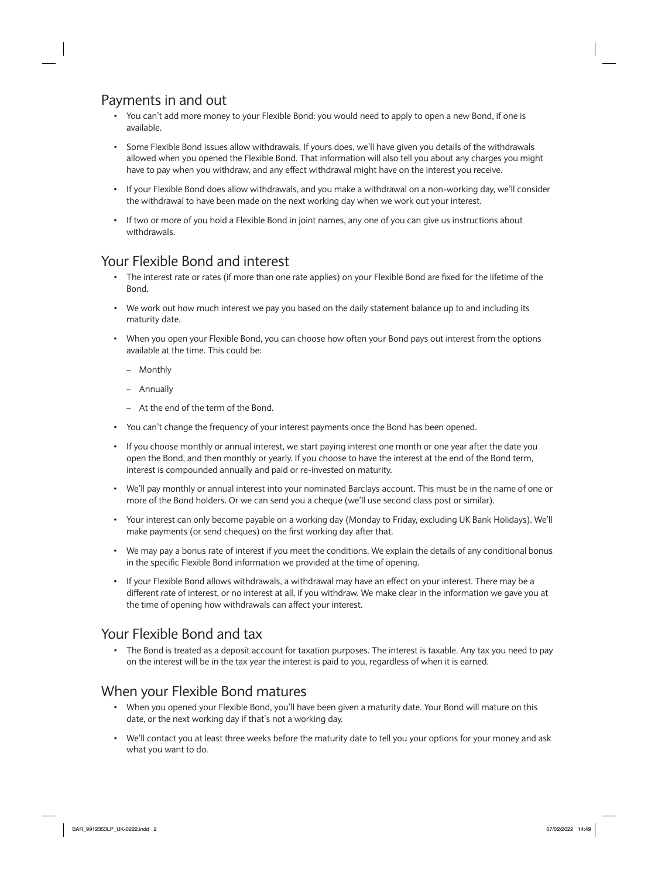## Payments in and out

- You can't add more money to your Flexible Bond: you would need to apply to open a new Bond, if one is available.
- Some Flexible Bond issues allow withdrawals. If yours does, we'll have given you details of the withdrawals allowed when you opened the Flexible Bond. That information will also tell you about any charges you might have to pay when you withdraw, and any effect withdrawal might have on the interest you receive.
- If your Flexible Bond does allow withdrawals, and you make a withdrawal on a non-working day, we'll consider the withdrawal to have been made on the next working day when we work out your interest.
- If two or more of you hold a Flexible Bond in joint names, any one of you can give us instructions about withdrawals.

## Your Flexible Bond and interest

- The interest rate or rates (if more than one rate applies) on your Flexible Bond are fixed for the lifetime of the Bond.
- We work out how much interest we pay you based on the daily statement balance up to and including its maturity date.
- When you open your Flexible Bond, you can choose how often your Bond pays out interest from the options available at the time. This could be:
  - Monthly
  - Annually
  - At the end of the term of the Bond.
- You can't change the frequency of your interest payments once the Bond has been opened.
- If you choose monthly or annual interest, we start paying interest one month or one year after the date you open the Bond, and then monthly or yearly. If you choose to have the interest at the end of the Bond term, interest is compounded annually and paid or re-invested on maturity.
- We'll pay monthly or annual interest into your nominated Barclays account. This must be in the name of one or more of the Bond holders. Or we can send you a cheque (we'll use second class post or similar).
- Your interest can only become payable on a working day (Monday to Friday, excluding UK Bank Holidays). We'll make payments (or send cheques) on the first working day after that.
- We may pay a bonus rate of interest if you meet the conditions. We explain the details of any conditional bonus in the specific Flexible Bond information we provided at the time of opening.
- If your Flexible Bond allows withdrawals, a withdrawal may have an effect on your interest. There may be a different rate of interest, or no interest at all, if you withdraw. We make clear in the information we gave you at the time of opening how withdrawals can affect your interest.

## Your Flexible Bond and tax

- The Bond is treated as a deposit account for taxation purposes. The interest is taxable. Any tax you need to pay on the interest will be in the tax year the interest is paid to you, regardless of when it is earned.

## When your Flexible Bond matures

- When you opened your Flexible Bond, you'll have been given a maturity date. Your Bond will mature on this date, or the next working day if that's not a working day.
- We'll contact you at least three weeks before the maturity date to tell you your options for your money and ask what you want to do.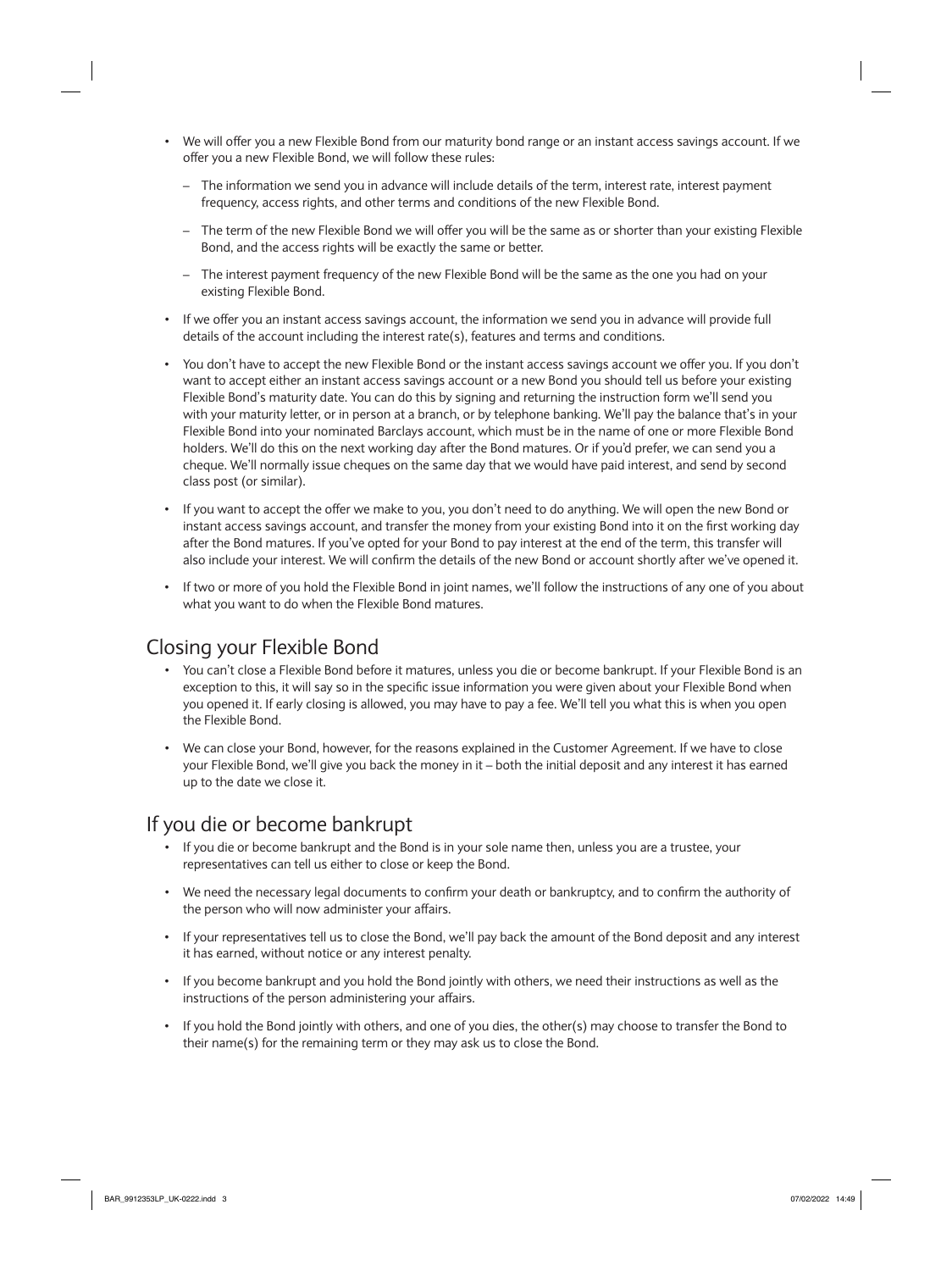- We will offer you a new Flexible Bond from our maturity bond range or an instant access savings account. If we offer you a new Flexible Bond, we will follow these rules:
  - The information we send you in advance will include details of the term, interest rate, interest payment frequency, access rights, and other terms and conditions of the new Flexible Bond.
  - The term of the new Flexible Bond we will offer you will be the same as or shorter than your existing Flexible Bond, and the access rights will be exactly the same or better.
  - The interest payment frequency of the new Flexible Bond will be the same as the one you had on your existing Flexible Bond.
- If we offer you an instant access savings account, the information we send you in advance will provide full details of the account including the interest rate(s), features and terms and conditions.
- You don't have to accept the new Flexible Bond or the instant access savings account we offer you. If you don't want to accept either an instant access savings account or a new Bond you should tell us before your existing Flexible Bond's maturity date. You can do this by signing and returning the instruction form we'll send you with your maturity letter, or in person at a branch, or by telephone banking. We'll pay the balance that's in your Flexible Bond into your nominated Barclays account, which must be in the name of one or more Flexible Bond holders. We'll do this on the next working day after the Bond matures. Or if you'd prefer, we can send you a cheque. We'll normally issue cheques on the same day that we would have paid interest, and send by second class post (or similar).
- If you want to accept the offer we make to you, you don't need to do anything. We will open the new Bond or instant access savings account, and transfer the money from your existing Bond into it on the first working day after the Bond matures. If you've opted for your Bond to pay interest at the end of the term, this transfer will also include your interest. We will confirm the details of the new Bond or account shortly after we've opened it.
- If two or more of you hold the Flexible Bond in joint names, we'll follow the instructions of any one of you about what you want to do when the Flexible Bond matures.

## Closing your Flexible Bond

- You can't close a Flexible Bond before it matures, unless you die or become bankrupt. If your Flexible Bond is an exception to this, it will say so in the specific issue information you were given about your Flexible Bond when you opened it. If early closing is allowed, you may have to pay a fee. We'll tell you what this is when you open the Flexible Bond.
- We can close your Bond, however, for the reasons explained in the Customer Agreement. If we have to close your Flexible Bond, we'll give you back the money in it – both the initial deposit and any interest it has earned up to the date we close it.

## If you die or become bankrupt

- If you die or become bankrupt and the Bond is in your sole name then, unless you are a trustee, your representatives can tell us either to close or keep the Bond.
- We need the necessary legal documents to confirm your death or bankruptcy, and to confirm the authority of the person who will now administer your affairs.
- If your representatives tell us to close the Bond, we'll pay back the amount of the Bond deposit and any interest it has earned, without notice or any interest penalty.
- If you become bankrupt and you hold the Bond jointly with others, we need their instructions as well as the instructions of the person administering your affairs.
- If you hold the Bond jointly with others, and one of you dies, the other(s) may choose to transfer the Bond to their name(s) for the remaining term or they may ask us to close the Bond.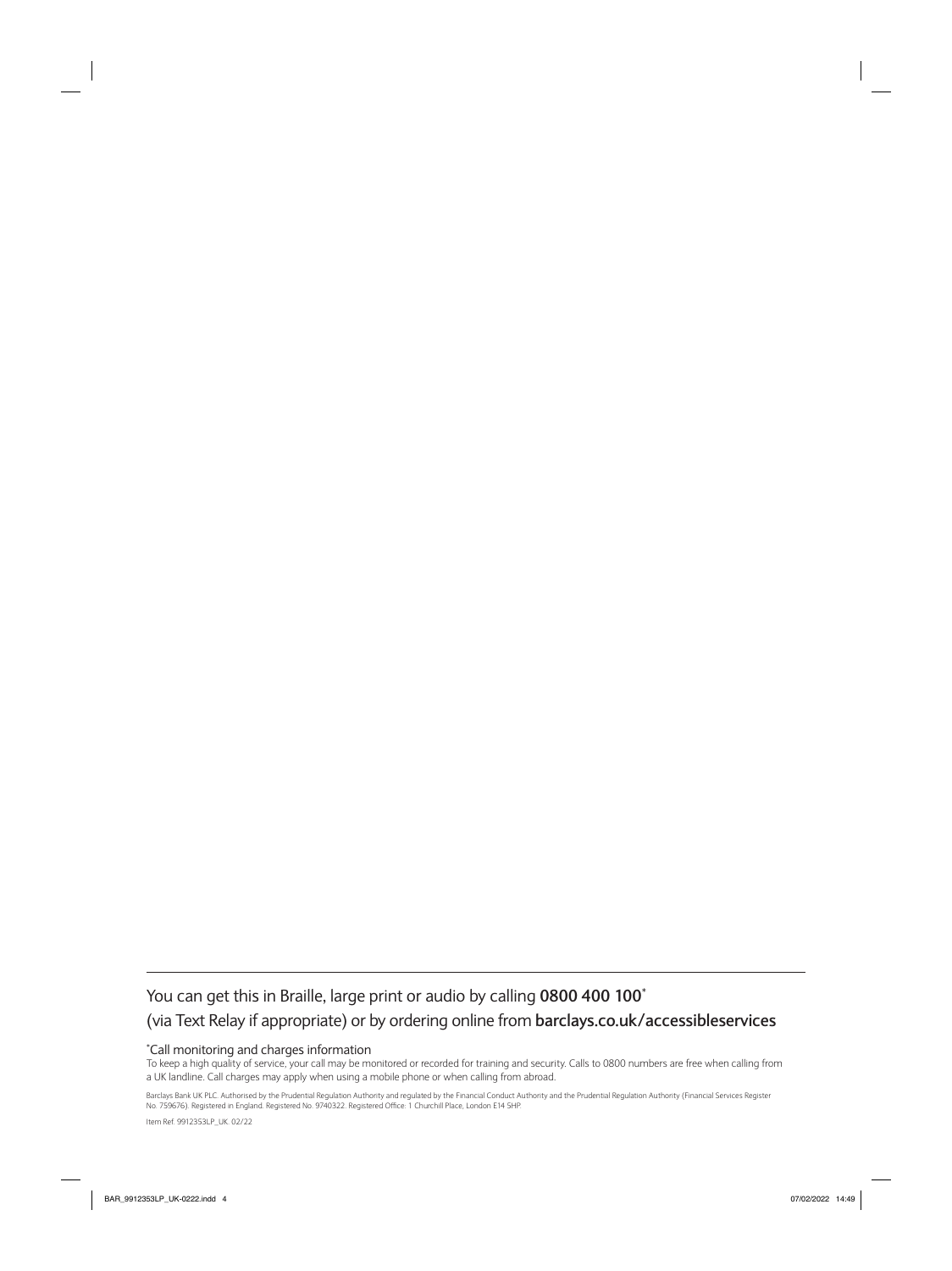You can get this in Braille, large print or audio by calling **0800 400 100*** (via Text Relay if appropriate) or by ordering online from **barclays.co.uk/accessibleservices**

*Call monitoring and charges information

To keep a high quality of service, your call may be monitored or recorded for training and security. Calls to 0800 numbers are free when calling from a UK landline. Call charges may apply when using a mobile phone or when calling from abroad.

Barclays Bank UK PLC. Authorised by the Prudential Regulation Authority and regulated by the Financial Conduct Authority and the Prudential Regulation Authority (Financial Services Register No. 759676). Registered in England. Registered No. 9740322. Registered Office: 1 Churchill Place, London E14 5HP.

Item Ref. 9912353LP_UK. 02/22